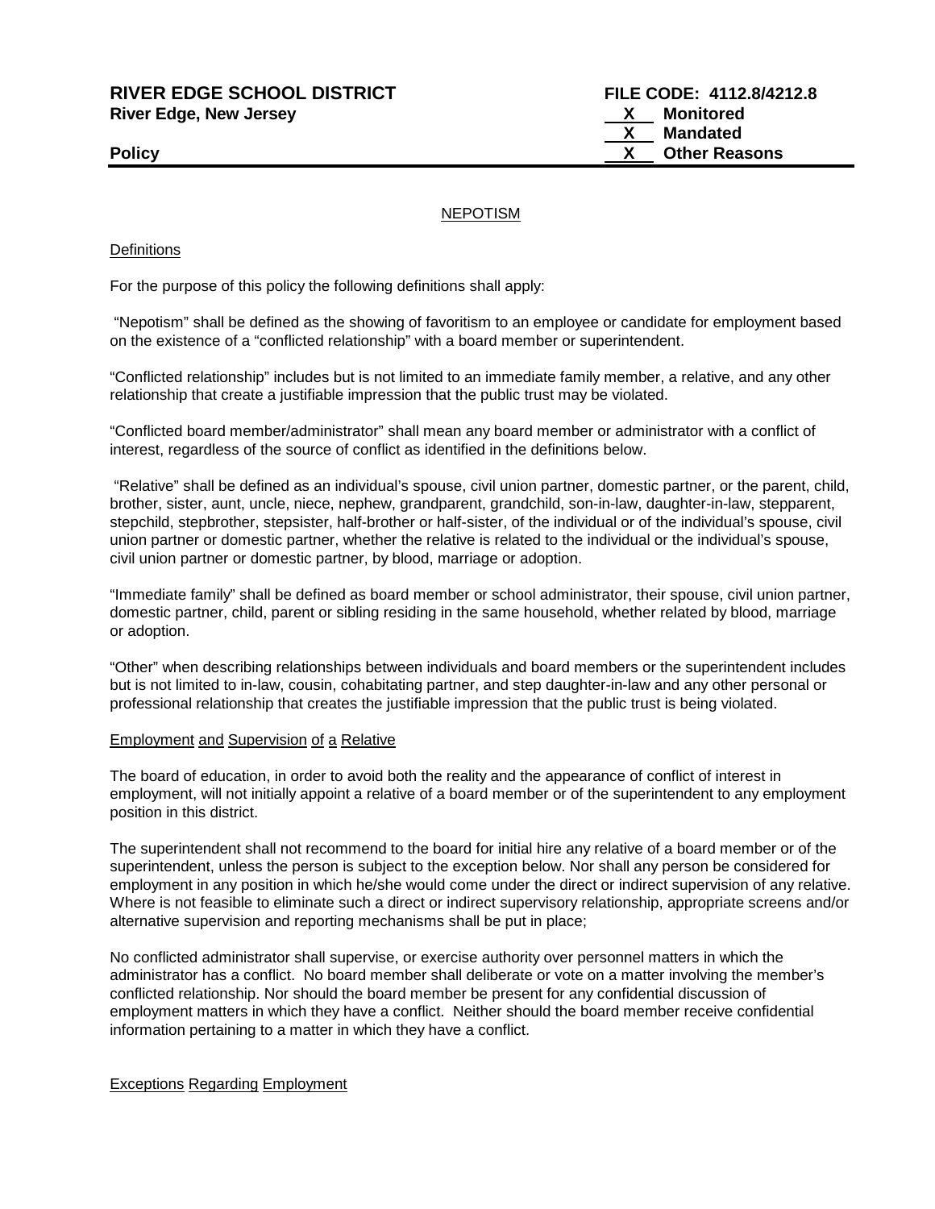**RIVER EDGE SCHOOL DISTRICT**
**River Edge, New Jersey**

**Policy**

**FILE CODE: 4112.8/4212.8**
**X Monitored**
**X Mandated**
**X Other Reasons**

NEPOTISM

Definitions

For the purpose of this policy the following definitions shall apply:

"Nepotism" shall be defined as the showing of favoritism to an employee or candidate for employment based on the existence of a "conflicted relationship" with a board member or superintendent.

"Conflicted relationship" includes but is not limited to an immediate family member, a relative, and any other relationship that create a justifiable impression that the public trust may be violated.

"Conflicted board member/administrator" shall mean any board member or administrator with a conflict of interest, regardless of the source of conflict as identified in the definitions below.

"Relative" shall be defined as an individual's spouse, civil union partner, domestic partner, or the parent, child, brother, sister, aunt, uncle, niece, nephew, grandparent, grandchild, son-in-law, daughter-in-law, stepparent, stepchild, stepbrother, stepsister, half-brother or half-sister, of the individual or of the individual's spouse, civil union partner or domestic partner, whether the relative is related to the individual or the individual's spouse, civil union partner or domestic partner, by blood, marriage or adoption.

"Immediate family" shall be defined as board member or school administrator, their spouse, civil union partner, domestic partner, child, parent or sibling residing in the same household, whether related by blood, marriage or adoption.

"Other" when describing relationships between individuals and board members or the superintendent includes but is not limited to in-law, cousin, cohabitating partner, and step daughter-in-law and any other personal or professional relationship that creates the justifiable impression that the public trust is being violated.

Employment and Supervision of a Relative

The board of education, in order to avoid both the reality and the appearance of conflict of interest in employment, will not initially appoint a relative of a board member or of the superintendent to any employment position in this district.

The superintendent shall not recommend to the board for initial hire any relative of a board member or of the superintendent, unless the person is subject to the exception below. Nor shall any person be considered for employment in any position in which he/she would come under the direct or indirect supervision of any relative. Where is not feasible to eliminate such a direct or indirect supervisory relationship, appropriate screens and/or alternative supervision and reporting mechanisms shall be put in place;

No conflicted administrator shall supervise, or exercise authority over personnel matters in which the administrator has a conflict. No board member shall deliberate or vote on a matter involving the member's conflicted relationship. Nor should the board member be present for any confidential discussion of employment matters in which they have a conflict. Neither should the board member receive confidential information pertaining to a matter in which they have a conflict.

Exceptions Regarding Employment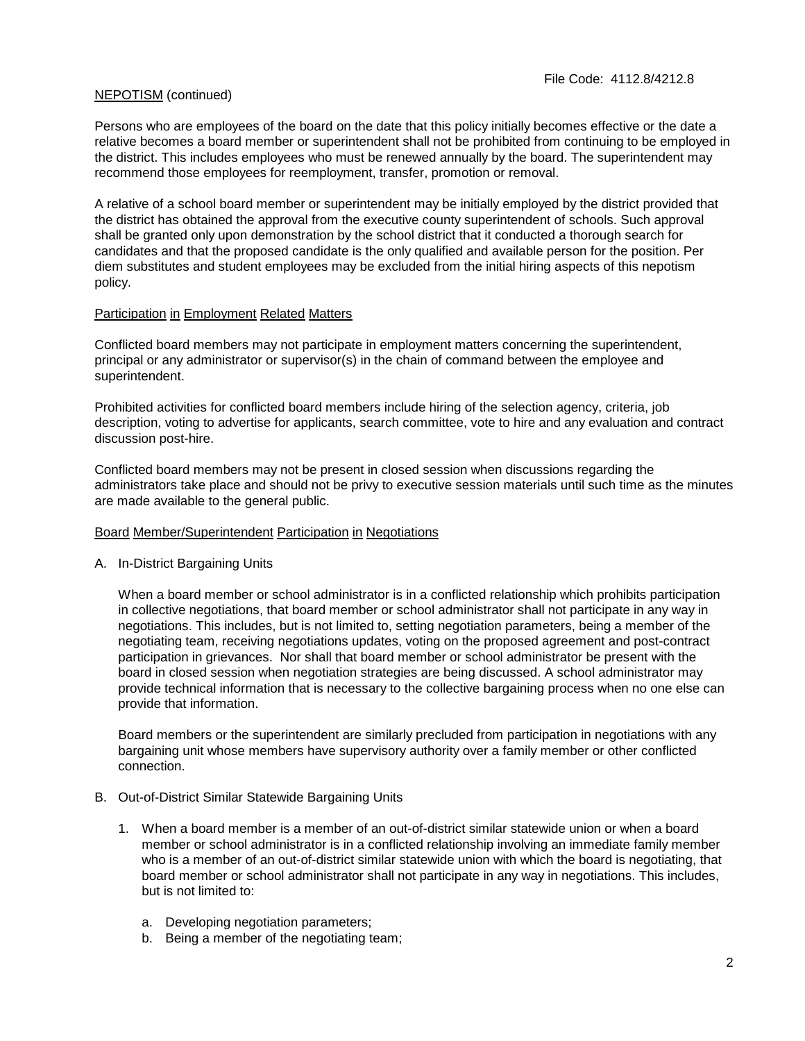NEPOTISM (continued)

Persons who are employees of the board on the date that this policy initially becomes effective or the date a relative becomes a board member or superintendent shall not be prohibited from continuing to be employed in the district. This includes employees who must be renewed annually by the board. The superintendent may recommend those employees for reemployment, transfer, promotion or removal.

A relative of a school board member or superintendent may be initially employed by the district provided that the district has obtained the approval from the executive county superintendent of schools. Such approval shall be granted only upon demonstration by the school district that it conducted a thorough search for candidates and that the proposed candidate is the only qualified and available person for the position. Per diem substitutes and student employees may be excluded from the initial hiring aspects of this nepotism policy.

### Participation in Employment Related Matters

Conflicted board members may not participate in employment matters concerning the superintendent, principal or any administrator or supervisor(s) in the chain of command between the employee and superintendent.

Prohibited activities for conflicted board members include hiring of the selection agency, criteria, job description, voting to advertise for applicants, search committee, vote to hire and any evaluation and contract discussion post-hire.

Conflicted board members may not be present in closed session when discussions regarding the administrators take place and should not be privy to executive session materials until such time as the minutes are made available to the general public.

### Board Member/Superintendent Participation in Negotiations

A. In-District Bargaining Units

When a board member or school administrator is in a conflicted relationship which prohibits participation in collective negotiations, that board member or school administrator shall not participate in any way in negotiations. This includes, but is not limited to, setting negotiation parameters, being a member of the negotiating team, receiving negotiations updates, voting on the proposed agreement and post-contract participation in grievances. Nor shall that board member or school administrator be present with the board in closed session when negotiation strategies are being discussed. A school administrator may provide technical information that is necessary to the collective bargaining process when no one else can provide that information.

Board members or the superintendent are similarly precluded from participation in negotiations with any bargaining unit whose members have supervisory authority over a family member or other conflicted connection.

B. Out-of-District Similar Statewide Bargaining Units

1. When a board member is a member of an out-of-district similar statewide union or when a board member or school administrator is in a conflicted relationship involving an immediate family member who is a member of an out-of-district similar statewide union with which the board is negotiating, that board member or school administrator shall not participate in any way in negotiations. This includes, but is not limited to:

   a. Developing negotiation parameters;
   b. Being a member of the negotiating team;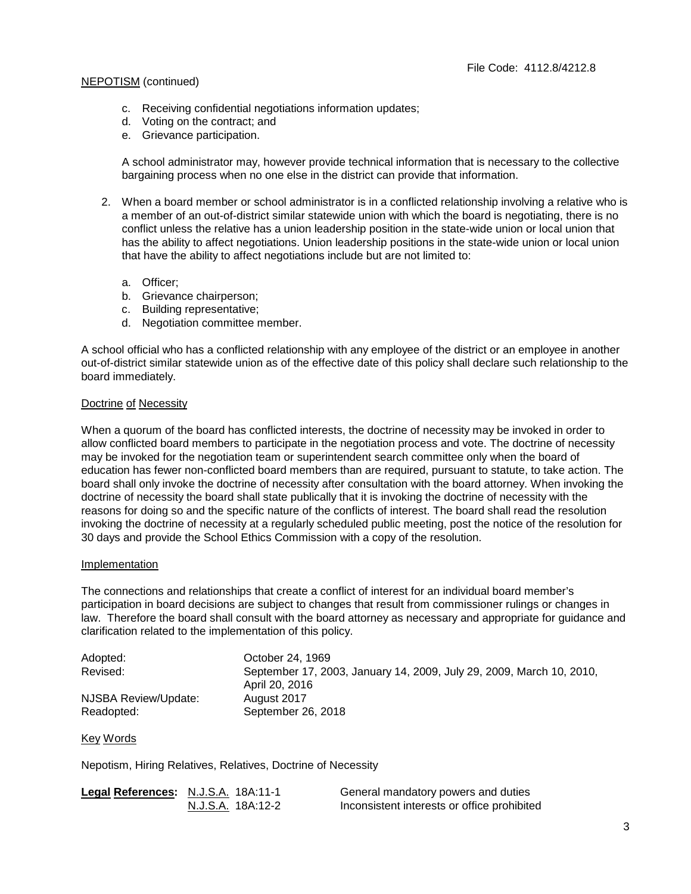NEPOTISM (continued)

c. Receiving confidential negotiations information updates;
d. Voting on the contract; and
e. Grievance participation.

A school administrator may, however provide technical information that is necessary to the collective bargaining process when no one else in the district can provide that information.

2. When a board member or school administrator is in a conflicted relationship involving a relative who is a member of an out-of-district similar statewide union with which the board is negotiating, there is no conflict unless the relative has a union leadership position in the state-wide union or local union that has the ability to affect negotiations. Union leadership positions in the state-wide union or local union that have the ability to affect negotiations include but are not limited to:

   a. Officer;
   b. Grievance chairperson;
   c. Building representative;
   d. Negotiation committee member.

A school official who has a conflicted relationship with any employee of the district or an employee in another out-of-district similar statewide union as of the effective date of this policy shall declare such relationship to the board immediately.

Doctrine of Necessity

When a quorum of the board has conflicted interests, the doctrine of necessity may be invoked in order to allow conflicted board members to participate in the negotiation process and vote. The doctrine of necessity may be invoked for the negotiation team or superintendent search committee only when the board of education has fewer non-conflicted board members than are required, pursuant to statute, to take action. The board shall only invoke the doctrine of necessity after consultation with the board attorney. When invoking the doctrine of necessity the board shall state publically that it is invoking the doctrine of necessity with the reasons for doing so and the specific nature of the conflicts of interest. The board shall read the resolution invoking the doctrine of necessity at a regularly scheduled public meeting, post the notice of the resolution for 30 days and provide the School Ethics Commission with a copy of the resolution.

Implementation

The connections and relationships that create a conflict of interest for an individual board member's participation in board decisions are subject to changes that result from commissioner rulings or changes in law. Therefore the board shall consult with the board attorney as necessary and appropriate for guidance and clarification related to the implementation of this policy.

| | |
|---|---|
| Adopted: | October 24, 1969 |
| Revised: | September 17, 2003, January 14, 2009, July 29, 2009, March 10, 2010, April 20, 2016 |
| NJSBA Review/Update: | August 2017 |
| Readopted: | September 26, 2018 |

Key Words

Nepotism, Hiring Relatives, Relatives, Doctrine of Necessity

| **Legal References:** | | |
|---|---|---|
| | N.J.S.A. 18A:11-1 | General mandatory powers and duties |
| | N.J.S.A. 18A:12-2 | Inconsistent interests or office prohibited |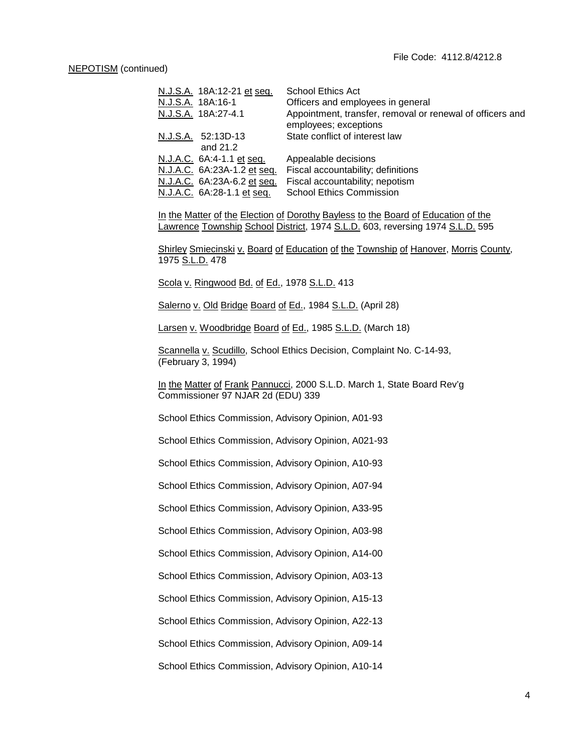NEPOTISM (continued)

| | |
|---|---|
| N.J.S.A. 18A:12-21 et seq. | School Ethics Act |
| N.J.S.A. 18A:16-1 | Officers and employees in general |
| N.J.S.A. 18A:27-4.1 | Appointment, transfer, removal or renewal of officers and employees; exceptions |
| N.J.S.A. 52:13D-13 and 21.2 | State conflict of interest law |
| N.J.A.C. 6A:4-1.1 et seq. | Appealable decisions |
| N.J.A.C. 6A:23A-1.2 et seq. | Fiscal accountability; definitions |
| N.J.A.C. 6A:23A-6.2 et seq. | Fiscal accountability; nepotism |
| N.J.A.C. 6A:28-1.1 et seq. | School Ethics Commission |

In the Matter of the Election of Dorothy Bayless to the Board of Education of the Lawrence Township School District, 1974 S.L.D. 603, reversing 1974 S.L.D. 595

Shirley Smiecinski v. Board of Education of the Township of Hanover, Morris County, 1975 S.L.D. 478

Scola v. Ringwood Bd. of Ed., 1978 S.L.D. 413

Salerno v. Old Bridge Board of Ed., 1984 S.L.D. (April 28)

Larsen v. Woodbridge Board of Ed., 1985 S.L.D. (March 18)

Scannella v. Scudillo, School Ethics Decision, Complaint No. C-14-93, (February 3, 1994)

In the Matter of Frank Pannucci, 2000 S.L.D. March 1, State Board Rev'g Commissioner 97 NJAR 2d (EDU) 339

School Ethics Commission, Advisory Opinion, A01-93

School Ethics Commission, Advisory Opinion, A021-93

School Ethics Commission, Advisory Opinion, A10-93

School Ethics Commission, Advisory Opinion, A07-94

School Ethics Commission, Advisory Opinion, A33-95

School Ethics Commission, Advisory Opinion, A03-98

School Ethics Commission, Advisory Opinion, A14-00

School Ethics Commission, Advisory Opinion, A03-13

School Ethics Commission, Advisory Opinion, A15-13

School Ethics Commission, Advisory Opinion, A22-13

School Ethics Commission, Advisory Opinion, A09-14

School Ethics Commission, Advisory Opinion, A10-14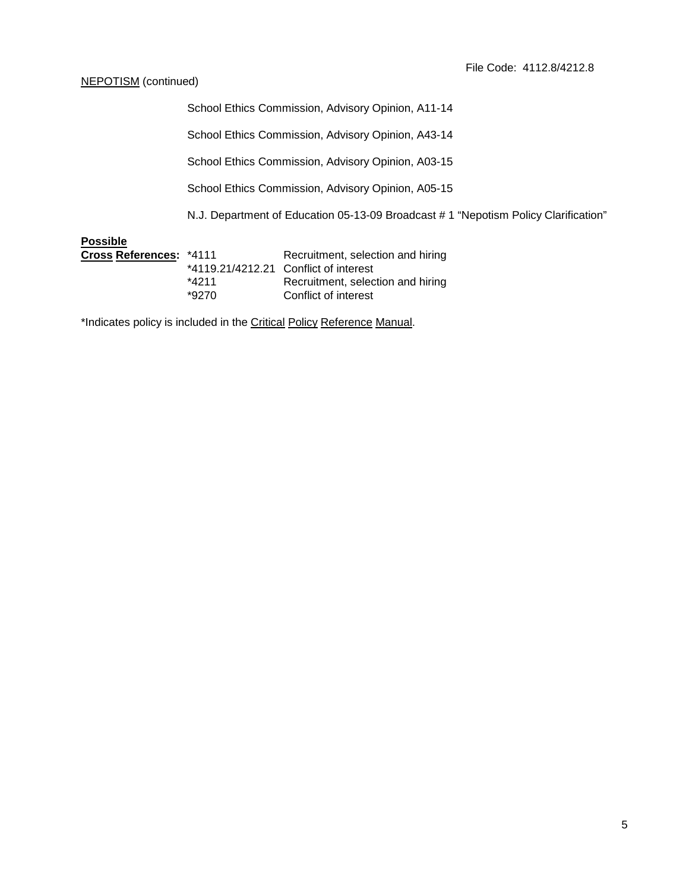NEPOTISM (continued)

School Ethics Commission, Advisory Opinion, A11-14

School Ethics Commission, Advisory Opinion, A43-14

School Ethics Commission, Advisory Opinion, A03-15

School Ethics Commission, Advisory Opinion, A05-15

N.J. Department of Education 05-13-09 Broadcast # 1 “Nepotism Policy Clarification”

**Possible Cross References:**

| | | |
|---|---|---|
| | *4111 | Recruitment, selection and hiring |
| | *4119.21/4212.21 | Conflict of interest |
| | *4211 | Recruitment, selection and hiring |
| | *9270 | Conflict of interest |

*Indicates policy is included in the Critical Policy Reference Manual.